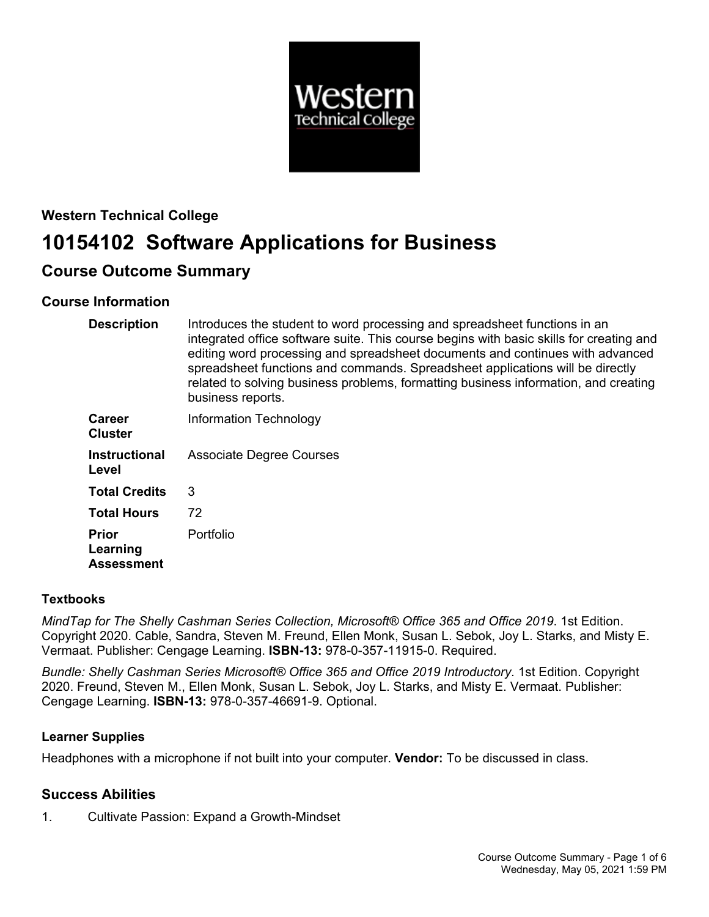**Western Technical College**

# 10154102 Software Applications for Business

## Course Outcome Summary

### Course Information

| | |
|---|---|
| **Description** | Introduces the student to word processing and spreadsheet functions in an integrated office software suite. This course begins with basic skills for creating and editing word processing and spreadsheet documents and continues with advanced spreadsheet functions and commands. Spreadsheet applications will be directly related to solving business problems, formatting business information, and creating business reports. |
| **Career Cluster** | Information Technology |
| **Instructional Level** | Associate Degree Courses |
| **Total Credits** | 3 |
| **Total Hours** | 72 |
| **Prior Learning Assessment** | Portfolio |

### Textbooks

*MindTap for The Shelly Cashman Series Collection, Microsoft® Office 365 and Office 2019*. 1st Edition. Copyright 2020. Cable, Sandra, Steven M. Freund, Ellen Monk, Susan L. Sebok, Joy L. Starks, and Misty E. Vermaat. Publisher: Cengage Learning. **ISBN-13:** 978-0-357-11915-0. Required.

*Bundle: Shelly Cashman Series Microsoft® Office 365 and Office 2019 Introductory*. 1st Edition. Copyright 2020. Freund, Steven M., Ellen Monk, Susan L. Sebok, Joy L. Starks, and Misty E. Vermaat. Publisher: Cengage Learning. **ISBN-13:** 978-0-357-46691-9. Optional.

### Learner Supplies

Headphones with a microphone if not built into your computer. **Vendor:** To be discussed in class.

### Success Abilities

1. Cultivate Passion: Expand a Growth-Mindset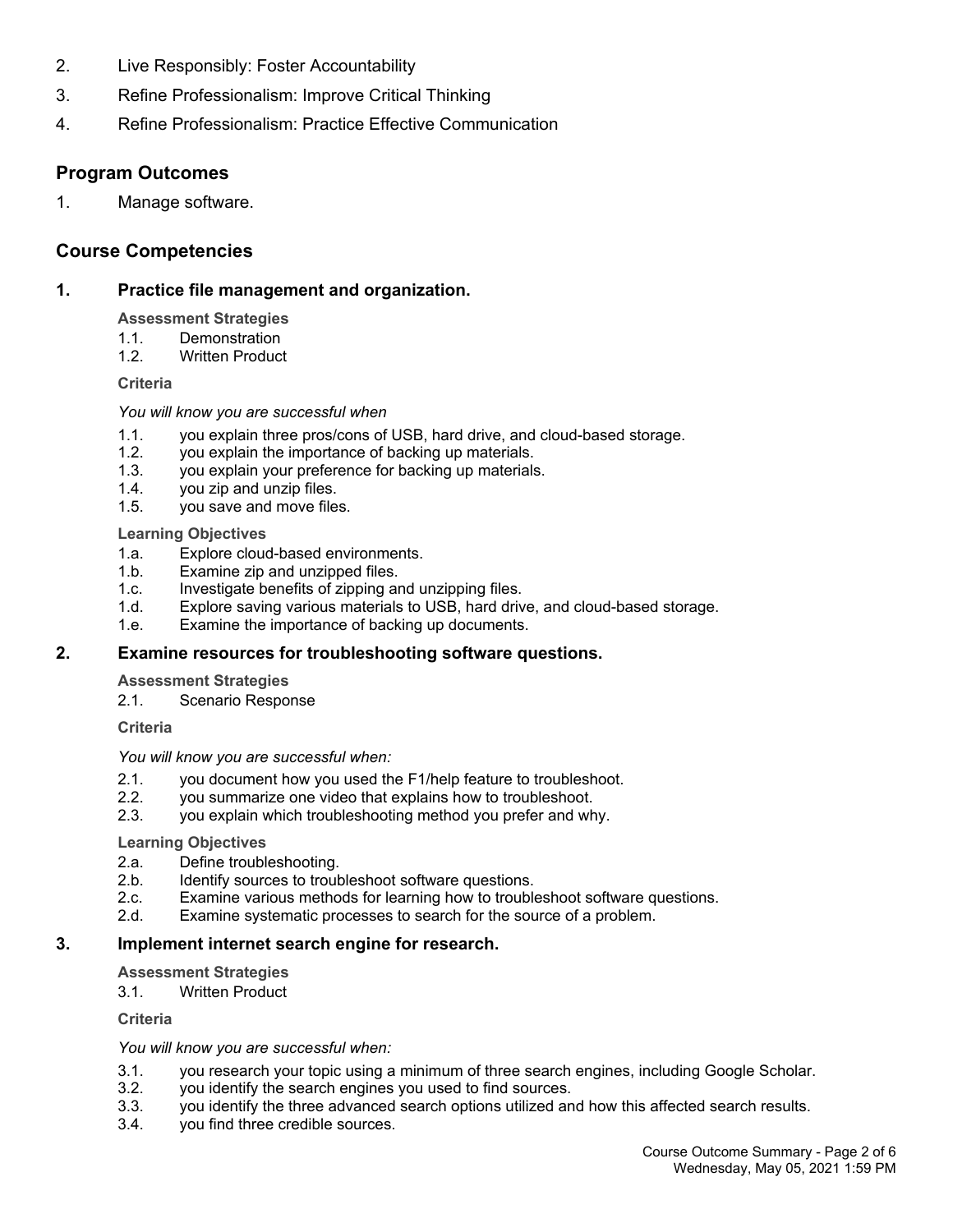2. Live Responsibly: Foster Accountability
3. Refine Professionalism: Improve Critical Thinking
4. Refine Professionalism: Practice Effective Communication

## Program Outcomes

1. Manage software.

## Course Competencies

### 1. Practice file management and organization.

**Assessment Strategies**

1.1. Demonstration
1.2. Written Product

**Criteria**

*You will know you are successful when*

1.1. you explain three pros/cons of USB, hard drive, and cloud-based storage.
1.2. you explain the importance of backing up materials.
1.3. you explain your preference for backing up materials.
1.4. you zip and unzip files.
1.5. you save and move files.

**Learning Objectives**

1.a. Explore cloud-based environments.
1.b. Examine zip and unzipped files.
1.c. Investigate benefits of zipping and unzipping files.
1.d. Explore saving various materials to USB, hard drive, and cloud-based storage.
1.e. Examine the importance of backing up documents.

### 2. Examine resources for troubleshooting software questions.

**Assessment Strategies**

2.1. Scenario Response

**Criteria**

*You will know you are successful when:*

2.1. you document how you used the F1/help feature to troubleshoot.
2.2. you summarize one video that explains how to troubleshoot.
2.3. you explain which troubleshooting method you prefer and why.

**Learning Objectives**

2.a. Define troubleshooting.
2.b. Identify sources to troubleshoot software questions.
2.c. Examine various methods for learning how to troubleshoot software questions.
2.d. Examine systematic processes to search for the source of a problem.

### 3. Implement internet search engine for research.

**Assessment Strategies**

3.1. Written Product

**Criteria**

*You will know you are successful when:*

3.1. you research your topic using a minimum of three search engines, including Google Scholar.
3.2. you identify the search engines you used to find sources.
3.3. you identify the three advanced search options utilized and how this affected search results.
3.4. you find three credible sources.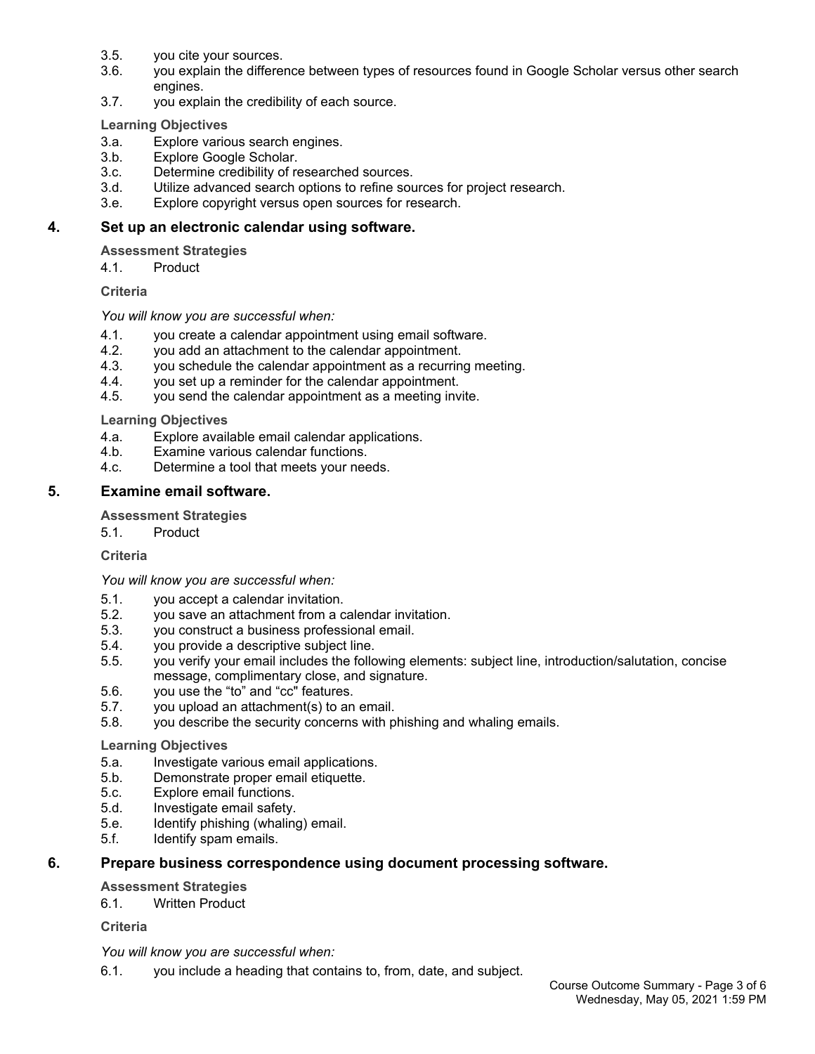3.5. you cite your sources.
3.6. you explain the difference between types of resources found in Google Scholar versus other search engines.
3.7. you explain the credibility of each source.

**Learning Objectives**

3.a. Explore various search engines.
3.b. Explore Google Scholar.
3.c. Determine credibility of researched sources.
3.d. Utilize advanced search options to refine sources for project research.
3.e. Explore copyright versus open sources for research.

## 4. Set up an electronic calendar using software.

**Assessment Strategies**

4.1. Product

**Criteria**

*You will know you are successful when:*

4.1. you create a calendar appointment using email software.
4.2. you add an attachment to the calendar appointment.
4.3. you schedule the calendar appointment as a recurring meeting.
4.4. you set up a reminder for the calendar appointment.
4.5. you send the calendar appointment as a meeting invite.

**Learning Objectives**

4.a. Explore available email calendar applications.
4.b. Examine various calendar functions.
4.c. Determine a tool that meets your needs.

## 5. Examine email software.

**Assessment Strategies**

5.1. Product

**Criteria**

*You will know you are successful when:*

5.1. you accept a calendar invitation.
5.2. you save an attachment from a calendar invitation.
5.3. you construct a business professional email.
5.4. you provide a descriptive subject line.
5.5. you verify your email includes the following elements: subject line, introduction/salutation, concise message, complimentary close, and signature.
5.6. you use the “to” and “cc" features.
5.7. you upload an attachment(s) to an email.
5.8. you describe the security concerns with phishing and whaling emails.

**Learning Objectives**

5.a. Investigate various email applications.
5.b. Demonstrate proper email etiquette.
5.c. Explore email functions.
5.d. Investigate email safety.
5.e. Identify phishing (whaling) email.
5.f. Identify spam emails.

## 6. Prepare business correspondence using document processing software.

**Assessment Strategies**

6.1. Written Product

**Criteria**

*You will know you are successful when:*

6.1. you include a heading that contains to, from, date, and subject.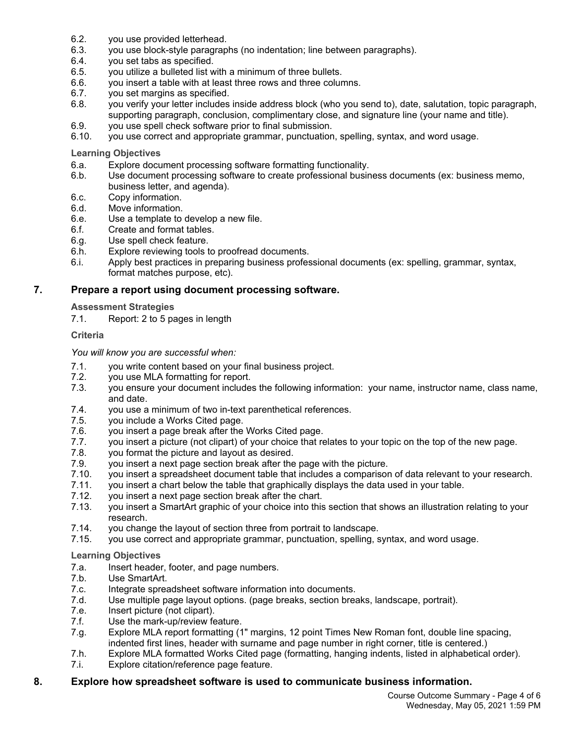6.2. you use provided letterhead.
6.3. you use block-style paragraphs (no indentation; line between paragraphs).
6.4. you set tabs as specified.
6.5. you utilize a bulleted list with a minimum of three bullets.
6.6. you insert a table with at least three rows and three columns.
6.7. you set margins as specified.
6.8. you verify your letter includes inside address block (who you send to), date, salutation, topic paragraph, supporting paragraph, conclusion, complimentary close, and signature line (your name and title).
6.9. you use spell check software prior to final submission.
6.10. you use correct and appropriate grammar, punctuation, spelling, syntax, and word usage.

**Learning Objectives**

6.a. Explore document processing software formatting functionality.
6.b. Use document processing software to create professional business documents (ex: business memo, business letter, and agenda).
6.c. Copy information.
6.d. Move information.
6.e. Use a template to develop a new file.
6.f. Create and format tables.
6.g. Use spell check feature.
6.h. Explore reviewing tools to proofread documents.
6.i. Apply best practices in preparing business professional documents (ex: spelling, grammar, syntax, format matches purpose, etc).

## 7. Prepare a report using document processing software.

**Assessment Strategies**

7.1. Report: 2 to 5 pages in length

**Criteria**

*You will know you are successful when:*

7.1. you write content based on your final business project.
7.2. you use MLA formatting for report.
7.3. you ensure your document includes the following information: your name, instructor name, class name, and date.
7.4. you use a minimum of two in-text parenthetical references.
7.5. you include a Works Cited page.
7.6. you insert a page break after the Works Cited page.
7.7. you insert a picture (not clipart) of your choice that relates to your topic on the top of the new page.
7.8. you format the picture and layout as desired.
7.9. you insert a next page section break after the page with the picture.
7.10. you insert a spreadsheet document table that includes a comparison of data relevant to your research.
7.11. you insert a chart below the table that graphically displays the data used in your table.
7.12. you insert a next page section break after the chart.
7.13. you insert a SmartArt graphic of your choice into this section that shows an illustration relating to your research.
7.14. you change the layout of section three from portrait to landscape.
7.15. you use correct and appropriate grammar, punctuation, spelling, syntax, and word usage.

**Learning Objectives**

7.a. Insert header, footer, and page numbers.
7.b. Use SmartArt.
7.c. Integrate spreadsheet software information into documents.
7.d. Use multiple page layout options. (page breaks, section breaks, landscape, portrait).
7.e. Insert picture (not clipart).
7.f. Use the mark-up/review feature.
7.g. Explore MLA report formatting (1" margins, 12 point Times New Roman font, double line spacing, indented first lines, header with surname and page number in right corner, title is centered.)
7.h. Explore MLA formatted Works Cited page (formatting, hanging indents, listed in alphabetical order).
7.i. Explore citation/reference page feature.

## 8. Explore how spreadsheet software is used to communicate business information.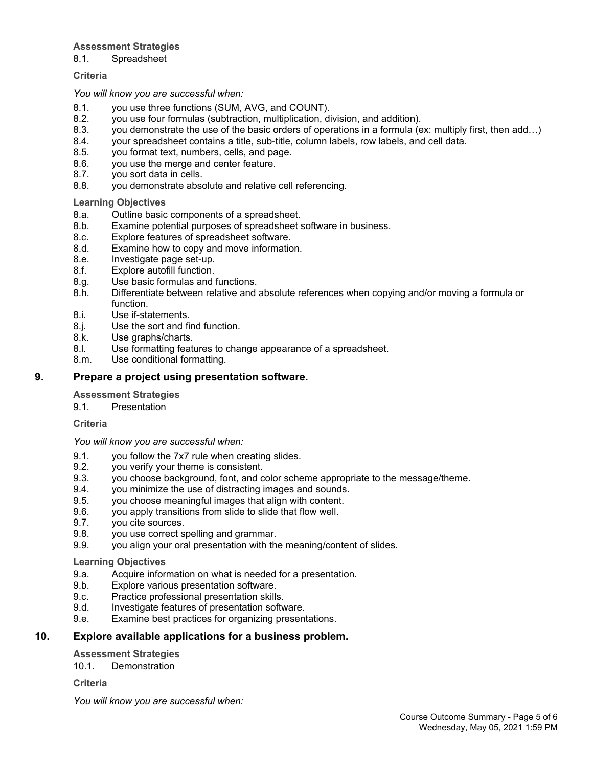**Assessment Strategies**

8.1. Spreadsheet

**Criteria**

*You will know you are successful when:*

8.1. you use three functions (SUM, AVG, and COUNT).
8.2. you use four formulas (subtraction, multiplication, division, and addition).
8.3. you demonstrate the use of the basic orders of operations in a formula (ex: multiply first, then add…)
8.4. your spreadsheet contains a title, sub-title, column labels, row labels, and cell data.
8.5. you format text, numbers, cells, and page.
8.6. you use the merge and center feature.
8.7. you sort data in cells.
8.8. you demonstrate absolute and relative cell referencing.

**Learning Objectives**

8.a. Outline basic components of a spreadsheet.
8.b. Examine potential purposes of spreadsheet software in business.
8.c. Explore features of spreadsheet software.
8.d. Examine how to copy and move information.
8.e. Investigate page set-up.
8.f. Explore autofill function.
8.g. Use basic formulas and functions.
8.h. Differentiate between relative and absolute references when copying and/or moving a formula or function.
8.i. Use if-statements.
8.j. Use the sort and find function.
8.k. Use graphs/charts.
8.l. Use formatting features to change appearance of a spreadsheet.
8.m. Use conditional formatting.

## 9. Prepare a project using presentation software.

**Assessment Strategies**

9.1. Presentation

**Criteria**

*You will know you are successful when:*

9.1. you follow the 7x7 rule when creating slides.
9.2. you verify your theme is consistent.
9.3. you choose background, font, and color scheme appropriate to the message/theme.
9.4. you minimize the use of distracting images and sounds.
9.5. you choose meaningful images that align with content.
9.6. you apply transitions from slide to slide that flow well.
9.7. you cite sources.
9.8. you use correct spelling and grammar.
9.9. you align your oral presentation with the meaning/content of slides.

**Learning Objectives**

9.a. Acquire information on what is needed for a presentation.
9.b. Explore various presentation software.
9.c. Practice professional presentation skills.
9.d. Investigate features of presentation software.
9.e. Examine best practices for organizing presentations.

## 10. Explore available applications for a business problem.

**Assessment Strategies**

10.1. Demonstration

**Criteria**

*You will know you are successful when:*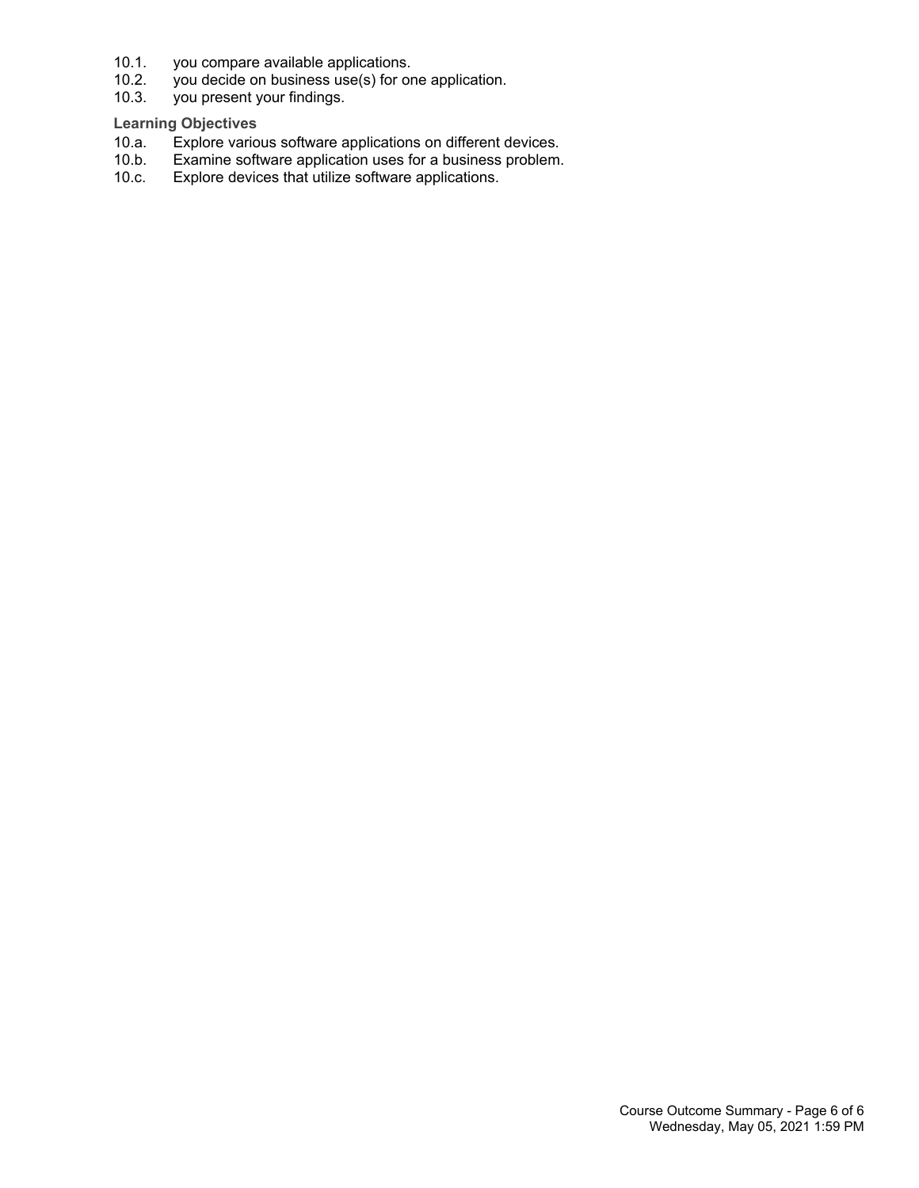10.1. you compare available applications.
10.2. you decide on business use(s) for one application.
10.3. you present your findings.

**Learning Objectives**

10.a. Explore various software applications on different devices.
10.b. Examine software application uses for a business problem.
10.c. Explore devices that utilize software applications.